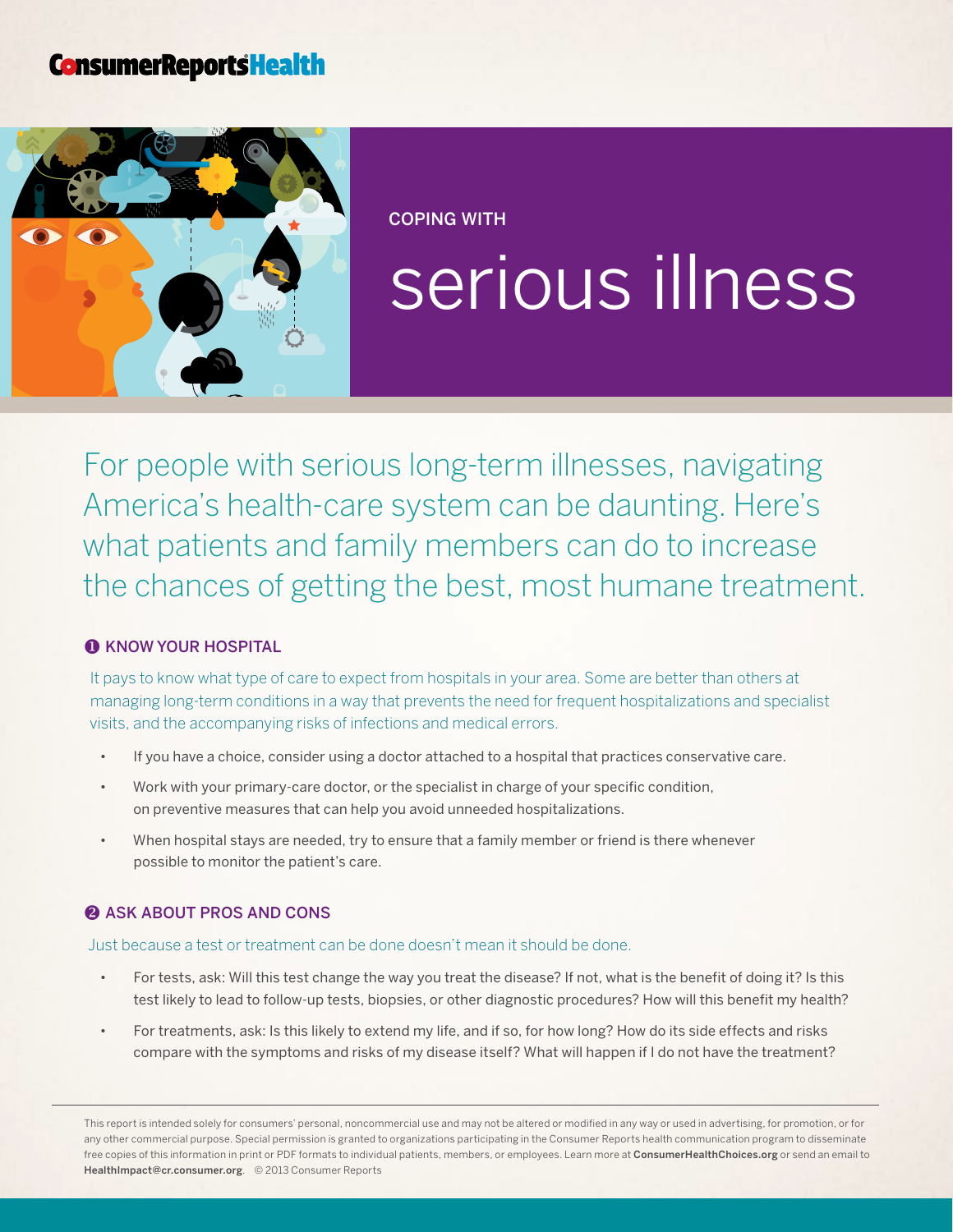**ConsumerReportsHealth**

COPING WITH

# serious illness

For people with serious long-term illnesses, navigating America's health-care system can be daunting. Here's what patients and family members can do to increase the chances of getting the best, most humane treatment.

## ❶ KNOW YOUR HOSPITAL

It pays to know what type of care to expect from hospitals in your area. Some are better than others at managing long-term conditions in a way that prevents the need for frequent hospitalizations and specialist visits, and the accompanying risks of infections and medical errors.

- If you have a choice, consider using a doctor attached to a hospital that practices conservative care.
- Work with your primary-care doctor, or the specialist in charge of your specific condition, on preventive measures that can help you avoid unneeded hospitalizations.
- When hospital stays are needed, try to ensure that a family member or friend is there whenever possible to monitor the patient's care.

## ❷ ASK ABOUT PROS AND CONS

Just because a test or treatment can be done doesn't mean it should be done.

- For tests, ask: Will this test change the way you treat the disease? If not, what is the benefit of doing it? Is this test likely to lead to follow-up tests, biopsies, or other diagnostic procedures? How will this benefit my health?
- For treatments, ask: Is this likely to extend my life, and if so, for how long? How do its side effects and risks compare with the symptoms and risks of my disease itself? What will happen if I do not have the treatment?

---

This report is intended solely for consumers' personal, noncommercial use and may not be altered or modified in any way or used in advertising, for promotion, or for any other commercial purpose. Special permission is granted to organizations participating in the Consumer Reports health communication program to disseminate free copies of this information in print or PDF formats to individual patients, members, or employees. Learn more at **ConsumerHealthChoices.org** or send an email to **HealthImpact@cr.consumer.org**. © 2013 Consumer Reports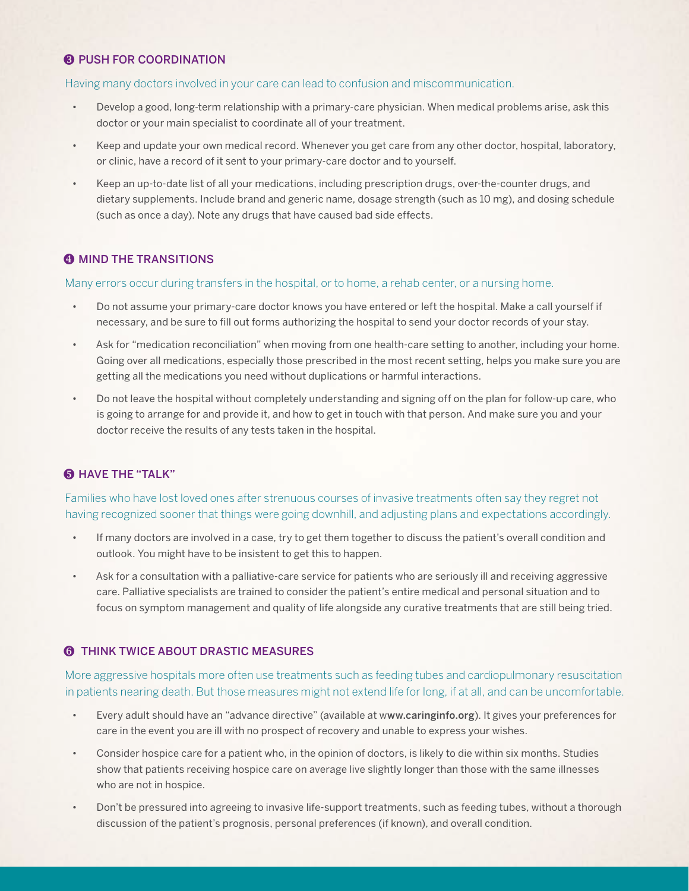## ❸ PUSH FOR COORDINATION

Having many doctors involved in your care can lead to confusion and miscommunication.

- Develop a good, long-term relationship with a primary-care physician. When medical problems arise, ask this doctor or your main specialist to coordinate all of your treatment.
- Keep and update your own medical record. Whenever you get care from any other doctor, hospital, laboratory, or clinic, have a record of it sent to your primary-care doctor and to yourself.
- Keep an up-to-date list of all your medications, including prescription drugs, over-the-counter drugs, and dietary supplements. Include brand and generic name, dosage strength (such as 10 mg), and dosing schedule (such as once a day). Note any drugs that have caused bad side effects.

## ❹ MIND THE TRANSITIONS

Many errors occur during transfers in the hospital, or to home, a rehab center, or a nursing home.

- Do not assume your primary-care doctor knows you have entered or left the hospital. Make a call yourself if necessary, and be sure to fill out forms authorizing the hospital to send your doctor records of your stay.
- Ask for "medication reconciliation" when moving from one health-care setting to another, including your home. Going over all medications, especially those prescribed in the most recent setting, helps you make sure you are getting all the medications you need without duplications or harmful interactions.
- Do not leave the hospital without completely understanding and signing off on the plan for follow-up care, who is going to arrange for and provide it, and how to get in touch with that person. And make sure you and your doctor receive the results of any tests taken in the hospital.

## ❺ HAVE THE "TALK"

Families who have lost loved ones after strenuous courses of invasive treatments often say they regret not having recognized sooner that things were going downhill, and adjusting plans and expectations accordingly.

- If many doctors are involved in a case, try to get them together to discuss the patient's overall condition and outlook. You might have to be insistent to get this to happen.
- Ask for a consultation with a palliative-care service for patients who are seriously ill and receiving aggressive care. Palliative specialists are trained to consider the patient's entire medical and personal situation and to focus on symptom management and quality of life alongside any curative treatments that are still being tried.

## ❻ THINK TWICE ABOUT DRASTIC MEASURES

More aggressive hospitals more often use treatments such as feeding tubes and cardiopulmonary resuscitation in patients nearing death. But those measures might not extend life for long, if at all, and can be uncomfortable.

- Every adult should have an "advance directive" (available at **www.caringinfo.org**). It gives your preferences for care in the event you are ill with no prospect of recovery and unable to express your wishes.
- Consider hospice care for a patient who, in the opinion of doctors, is likely to die within six months. Studies show that patients receiving hospice care on average live slightly longer than those with the same illnesses who are not in hospice.
- Don't be pressured into agreeing to invasive life-support treatments, such as feeding tubes, without a thorough discussion of the patient's prognosis, personal preferences (if known), and overall condition.